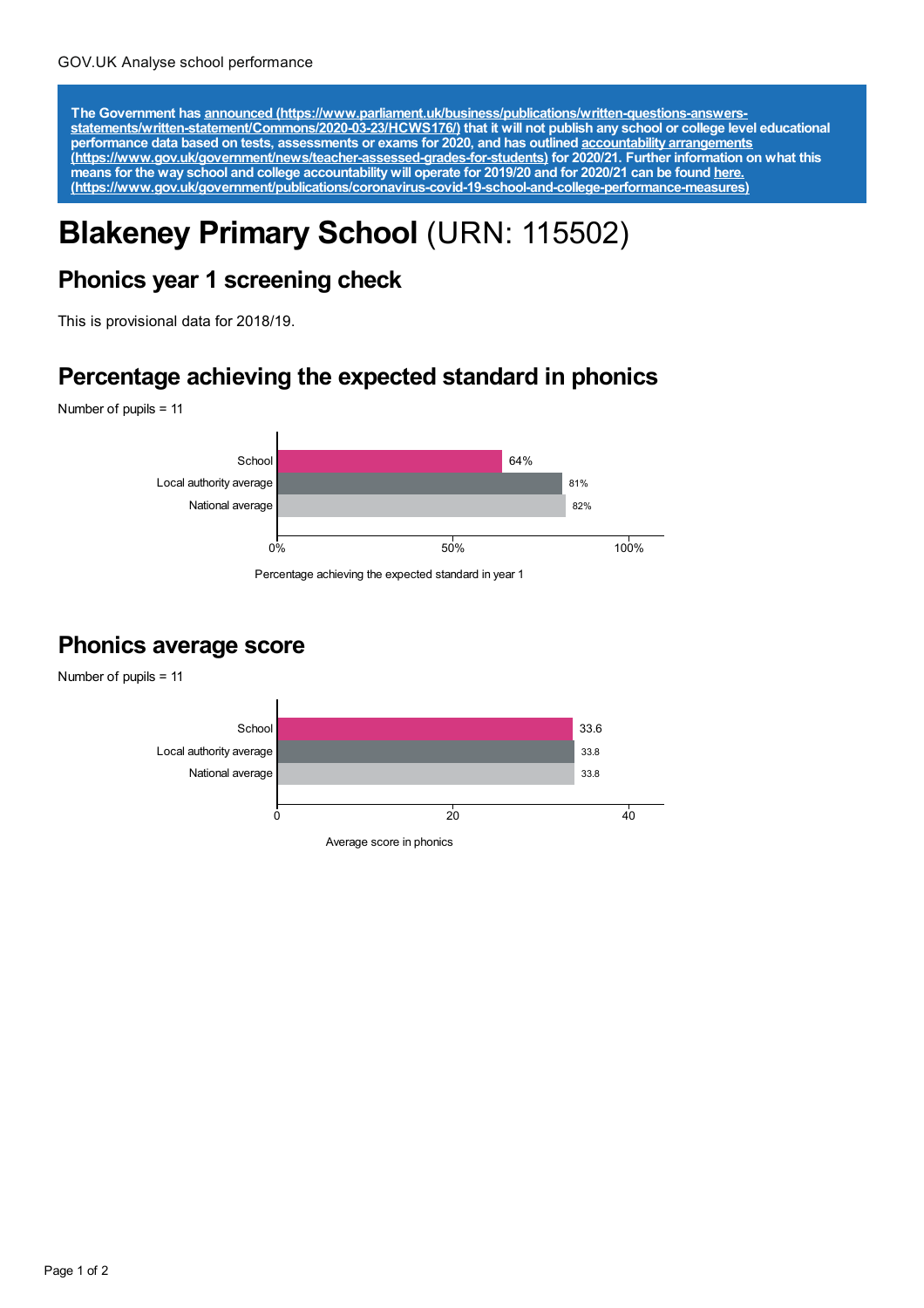GOV.UK Analyse school performance

**The Government has [announced (https://www.parliament.uk/business/publications/written-questions-answers-statements/written-statement/Commons/2020-03-23/HCWS176/)](https://www.parliament.uk/business/publications/written-questions-answers-statements/written-statement/Commons/2020-03-23/HCWS176/) that it will not publish any school or college level educational performance data based on tests, assessments or exams for 2020, and has outlined [accountability arrangements (https://www.gov.uk/government/news/teacher-assessed-grades-for-students)](https://www.gov.uk/government/news/teacher-assessed-grades-for-students) for 2020/21. Further information on what this means for the way school and college accountability will operate for 2019/20 and for 2020/21 can be found [here. (https://www.gov.uk/government/publications/coronavirus-covid-19-school-and-college-performance-measures)](https://www.gov.uk/government/publications/coronavirus-covid-19-school-and-college-performance-measures)**

# **Blakeney Primary School** (URN: 115502)

## Phonics year 1 screening check

This is provisional data for 2018/19.

## Percentage achieving the expected standard in phonics

Number of pupils = 11

| | Percentage achieving the expected standard in year 1 |
| --- | --- |
| School | 64% |
| Local authority average | 81% |
| National average | 82% |

## Phonics average score

Number of pupils = 11

| | Average score in phonics |
| --- | --- |
| School | 33.6 |
| Local authority average | 33.8 |
| National average | 33.8 |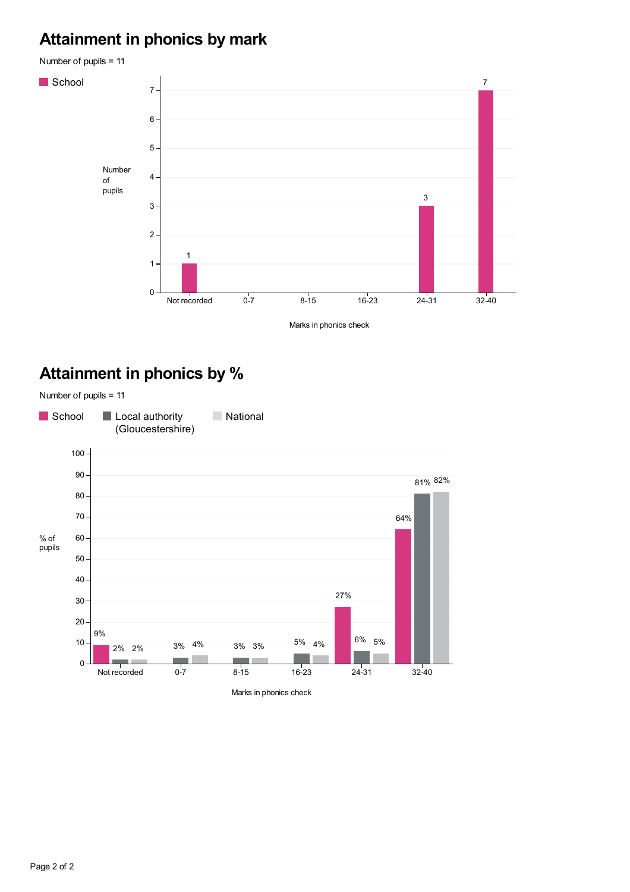## Attainment in phonics by mark

Number of pupils = 11

School

Number of pupils

0
1
2
3
4
5
6
7

1
3
7

Not recorded
0-7
8-15
16-23
24-31
32-40

Marks in phonics check

## Attainment in phonics by %

Number of pupils = 11

School
Local authority (Gloucestershire)
National

% of pupils

0
10
20
30
40
50
60
70
80
90
100

9%
2%
2%
3%
4%
3%
3%
5%
4%
27%
6%
5%
64%
81%
82%

Not recorded
0-7
8-15
16-23
24-31
32-40

Marks in phonics check